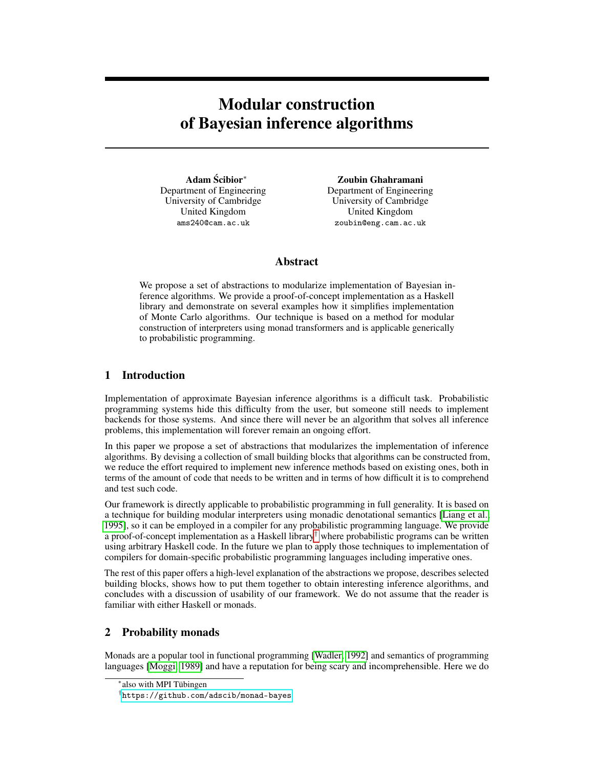# Modular construction of Bayesian inference algorithms

**Adam Ścibior**[*]
Department of Engineering
University of Cambridge
United Kingdom
ams240@cam.ac.uk

**Zoubin Ghahramani**
Department of Engineering
University of Cambridge
United Kingdom
zoubin@eng.cam.ac.uk

## Abstract

We propose a set of abstractions to modularize implementation of Bayesian inference algorithms. We provide a proof-of-concept implementation as a Haskell library and demonstrate on several examples how it simplifies implementation of Monte Carlo algorithms. Our technique is based on a method for modular construction of interpreters using monad transformers and is applicable generically to probabilistic programming.

## 1 Introduction

Implementation of approximate Bayesian inference algorithms is a difficult task. Probabilistic programming systems hide this difficulty from the user, but someone still needs to implement backends for those systems. And since there will never be an algorithm that solves all inference problems, this implementation will forever remain an ongoing effort.

In this paper we propose a set of abstractions that modularizes the implementation of inference algorithms. By devising a collection of small building blocks that algorithms can be constructed from, we reduce the effort required to implement new inference methods based on existing ones, both in terms of the amount of code that needs to be written and in terms of how difficult it is to comprehend and test such code.

Our framework is directly applicable to probabilistic programming in full generality. It is based on a technique for building modular interpreters using monadic denotational semantics [Liang et al., 1995], so it can be employed in a compiler for any probabilistic programming language. We provide a proof-of-concept implementation as a Haskell library[†] where probabilistic programs can be written using arbitrary Haskell code. In the future we plan to apply those techniques to implementation of compilers for domain-specific probabilistic programming languages including imperative ones.

The rest of this paper offers a high-level explanation of the abstractions we propose, describes selected building blocks, shows how to put them together to obtain interesting inference algorithms, and concludes with a discussion of usability of our framework. We do not assume that the reader is familiar with either Haskell or monads.

## 2 Probability monads

Monads are a popular tool in functional programming [Wadler, 1992] and semantics of programming languages [Moggi, 1989] and have a reputation for being scary and incomprehensible. Here we do

[*] also with MPI Tübingen

[†] https://github.com/adscib/monad-bayes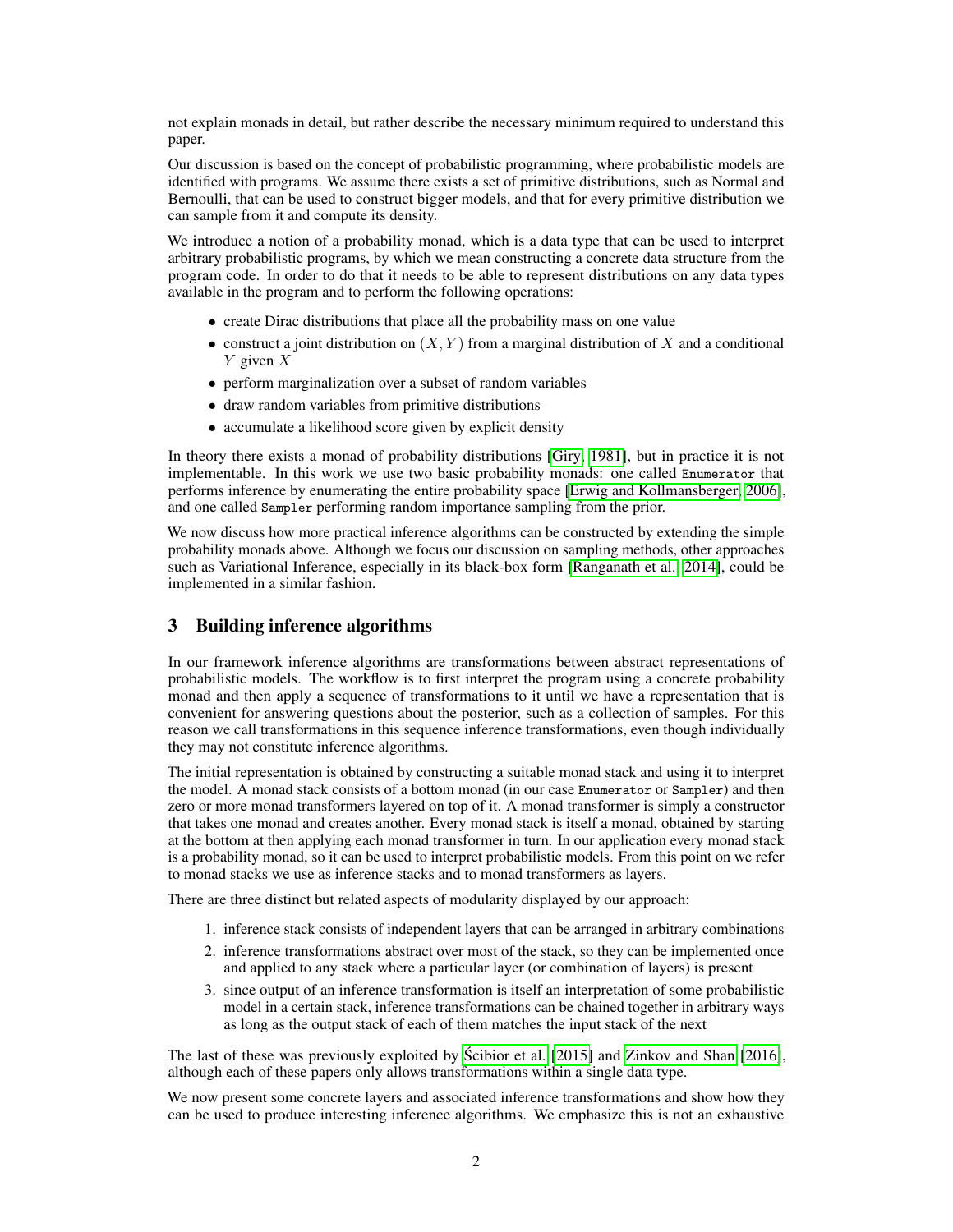not explain monads in detail, but rather describe the necessary minimum required to understand this paper.

Our discussion is based on the concept of probabilistic programming, where probabilistic models are identified with programs. We assume there exists a set of primitive distributions, such as Normal and Bernoulli, that can be used to construct bigger models, and that for every primitive distribution we can sample from it and compute its density.

We introduce a notion of a probability monad, which is a data type that can be used to interpret arbitrary probabilistic programs, by which we mean constructing a concrete data structure from the program code. In order to do that it needs to be able to represent distributions on any data types available in the program and to perform the following operations:

- create Dirac distributions that place all the probability mass on one value
- construct a joint distribution on $(X, Y)$ from a marginal distribution of $X$ and a conditional $Y$ given $X$
- perform marginalization over a subset of random variables
- draw random variables from primitive distributions
- accumulate a likelihood score given by explicit density

In theory there exists a monad of probability distributions [Giry, 1981], but in practice it is not implementable. In this work we use two basic probability monads: one called `Enumerator` that performs inference by enumerating the entire probability space [Erwig and Kollmansberger, 2006], and one called `Sampler` performing random importance sampling from the prior.

We now discuss how more practical inference algorithms can be constructed by extending the simple probability monads above. Although we focus our discussion on sampling methods, other approaches such as Variational Inference, especially in its black-box form [Ranganath et al., 2014], could be implemented in a similar fashion.

## 3 Building inference algorithms

In our framework inference algorithms are transformations between abstract representations of probabilistic models. The workflow is to first interpret the program using a concrete probability monad and then apply a sequence of transformations to it until we have a representation that is convenient for answering questions about the posterior, such as a collection of samples. For this reason we call transformations in this sequence inference transformations, even though individually they may not constitute inference algorithms.

The initial representation is obtained by constructing a suitable monad stack and using it to interpret the model. A monad stack consists of a bottom monad (in our case `Enumerator` or `Sampler`) and then zero or more monad transformers layered on top of it. A monad transformer is simply a constructor that takes one monad and creates another. Every monad stack is itself a monad, obtained by starting at the bottom at then applying each monad transformer in turn. In our application every monad stack is a probability monad, so it can be used to interpret probabilistic models. From this point on we refer to monad stacks we use as inference stacks and to monad transformers as layers.

There are three distinct but related aspects of modularity displayed by our approach:

1. inference stack consists of independent layers that can be arranged in arbitrary combinations
2. inference transformations abstract over most of the stack, so they can be implemented once and applied to any stack where a particular layer (or combination of layers) is present
3. since output of an inference transformation is itself an interpretation of some probabilistic model in a certain stack, inference transformations can be chained together in arbitrary ways as long as the output stack of each of them matches the input stack of the next

The last of these was previously exploited by Ścibior et al. [2015] and Zinkov and Shan [2016], although each of these papers only allows transformations within a single data type.

We now present some concrete layers and associated inference transformations and show how they can be used to produce interesting inference algorithms. We emphasize this is not an exhaustive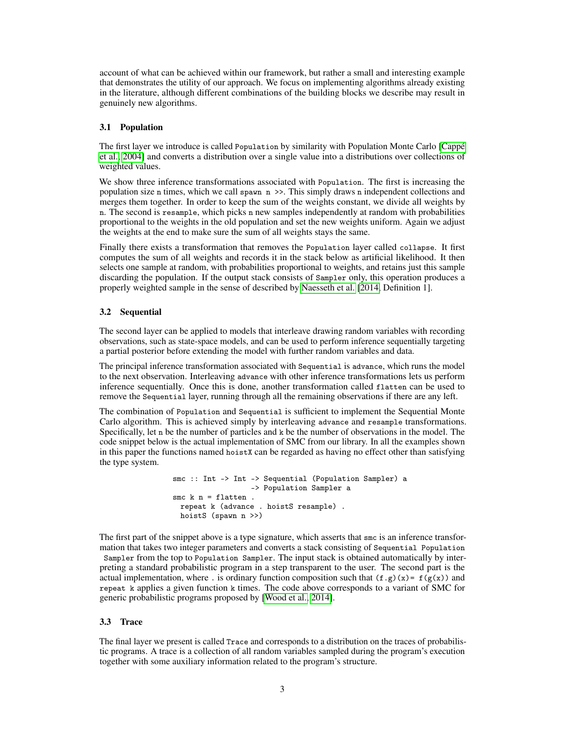account of what can be achieved within our framework, but rather a small and interesting example that demonstrates the utility of our approach. We focus on implementing algorithms already existing in the literature, although different combinations of the building blocks we describe may result in genuinely new algorithms.

### 3.1 Population

The first layer we introduce is called `Population` by similarity with Population Monte Carlo [Cappé et al., 2004] and converts a distribution over a single value into a distributions over collections of weighted values.

We show three inference transformations associated with `Population`. The first is increasing the population size `n` times, which we call `spawn n >>`. This simply draws `n` independent collections and merges them together. In order to keep the sum of the weights constant, we divide all weights by `n`. The second is `resample`, which picks `n` new samples independently at random with probabilities proportional to the weights in the old population and set the new weights uniform. Again we adjust the weights at the end to make sure the sum of all weights stays the same.

Finally there exists a transformation that removes the `Population` layer called `collapse`. It first computes the sum of all weights and records it in the stack below as artificial likelihood. It then selects one sample at random, with probabilities proportional to weights, and retains just this sample discarding the population. If the output stack consists of `Sampler` only, this operation produces a properly weighted sample in the sense of described by Naesseth et al. [2014, Definition 1].

### 3.2 Sequential

The second layer can be applied to models that interleave drawing random variables with recording observations, such as state-space models, and can be used to perform inference sequentially targeting a partial posterior before extending the model with further random variables and data.

The principal inference transformation associated with `Sequential` is `advance`, which runs the model to the next observation. Interleaving `advance` with other inference transformations lets us perform inference sequentially. Once this is done, another transformation called `flatten` can be used to remove the `Sequential` layer, running through all the remaining observations if there are any left.

The combination of `Population` and `Sequential` is sufficient to implement the Sequential Monte Carlo algorithm. This is achieved simply by interleaving `advance` and `resample` transformations. Specifically, let `n` be the number of particles and `k` be the number of observations in the model. The code snippet below is the actual implementation of SMC from our library. In all the examples shown in this paper the functions named `hoistX` can be regarded as having no effect other than satisfying the type system.

```
smc :: Int -> Int -> Sequential (Population Sampler) a
                  -> Population Sampler a
smc k n = flatten .
  repeat k (advance . hoistS resample) .
  hoistS (spawn n >>)
```

The first part of the snippet above is a type signature, which asserts that `smc` is an inference transformation that takes two integer parameters and converts a stack consisting of `Sequential Population Sampler` from the top to `Population Sampler`. The input stack is obtained automatically by interpreting a standard probabilistic program in a step transparent to the user. The second part is the actual implementation, where `.` is ordinary function composition such that `(f.g)(x)= f(g(x))` and `repeat k` applies a given function `k` times. The code above corresponds to a variant of SMC for generic probabilistic programs proposed by [Wood et al., 2014].

### 3.3 Trace

The final layer we present is called `Trace` and corresponds to a distribution on the traces of probabilistic programs. A trace is a collection of all random variables sampled during the program's execution together with some auxiliary information related to the program's structure.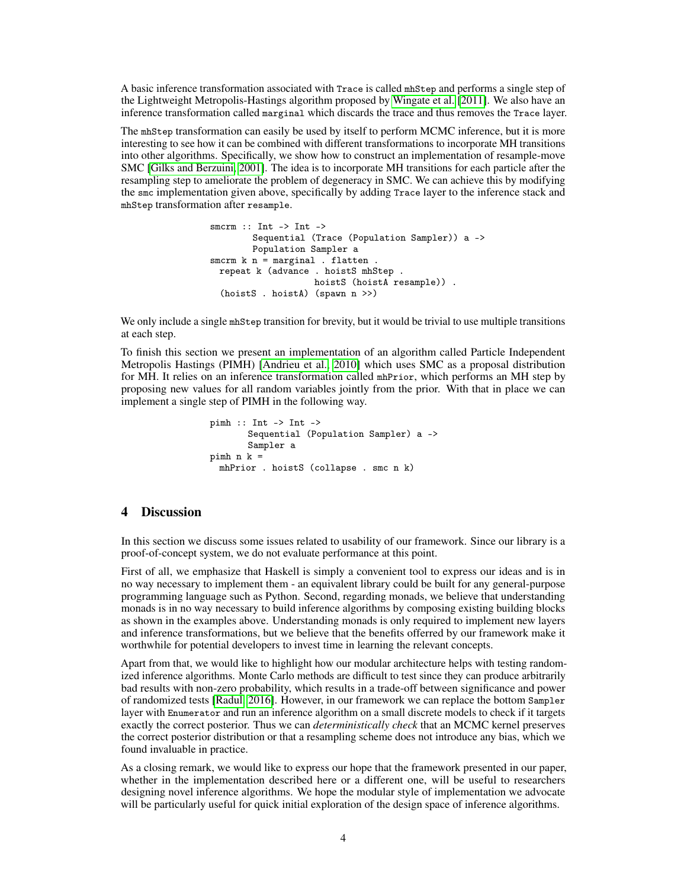A basic inference transformation associated with `Trace` is called `mhStep` and performs a single step of the Lightweight Metropolis-Hastings algorithm proposed by Wingate et al. [2011]. We also have an inference transformation called `marginal` which discards the trace and thus removes the `Trace` layer.

The `mhStep` transformation can easily be used by itself to perform MCMC inference, but it is more interesting to see how it can be combined with different transformations to incorporate MH transitions into other algorithms. Specifically, we show how to construct an implementation of resample-move SMC [Gilks and Berzuini, 2001]. The idea is to incorporate MH transitions for each particle after the resampling step to ameliorate the problem of degeneracy in SMC. We can achieve this by modifying the `smc` implementation given above, specifically by adding `Trace` layer to the inference stack and `mhStep` transformation after `resample`.

```
smcrm :: Int -> Int ->
         Sequential (Trace (Population Sampler)) a ->
         Population Sampler a
smcrm k n = marginal . flatten .
  repeat k (advance . hoistS mhStep .
                    hoistS (hoistA resample)) .
  (hoistS . hoistA) (spawn n >>)
```

We only include a single `mhStep` transition for brevity, but it would be trivial to use multiple transitions at each step.

To finish this section we present an implementation of an algorithm called Particle Independent Metropolis Hastings (PIMH) [Andrieu et al., 2010] which uses SMC as a proposal distribution for MH. It relies on an inference transformation called `mhPrior`, which performs an MH step by proposing new values for all random variables jointly from the prior. With that in place we can implement a single step of PIMH in the following way.

```
pimh :: Int -> Int ->
        Sequential (Population Sampler) a ->
        Sampler a
pimh n k =
  mhPrior . hoistS (collapse . smc n k)
```

# 4 Discussion

In this section we discuss some issues related to usability of our framework. Since our library is a proof-of-concept system, we do not evaluate performance at this point.

First of all, we emphasize that Haskell is simply a convenient tool to express our ideas and is in no way necessary to implement them - an equivalent library could be built for any general-purpose programming language such as Python. Second, regarding monads, we believe that understanding monads is in no way necessary to build inference algorithms by composing existing building blocks as shown in the examples above. Understanding monads is only required to implement new layers and inference transformations, but we believe that the benefits offerred by our framework make it worthwhile for potential developers to invest time in learning the relevant concepts.

Apart from that, we would like to highlight how our modular architecture helps with testing randomized inference algorithms. Monte Carlo methods are difficult to test since they can produce arbitrarily bad results with non-zero probability, which results in a trade-off between significance and power of randomized tests [Radul, 2016]. However, in our framework we can replace the bottom `Sampler` layer with `Enumerator` and run an inference algorithm on a small discrete models to check if it targets exactly the correct posterior. Thus we can *deterministically check* that an MCMC kernel preserves the correct posterior distribution or that a resampling scheme does not introduce any bias, which we found invaluable in practice.

As a closing remark, we would like to express our hope that the framework presented in our paper, whether in the implementation described here or a different one, will be useful to researchers designing novel inference algorithms. We hope the modular style of implementation we advocate will be particularly useful for quick initial exploration of the design space of inference algorithms.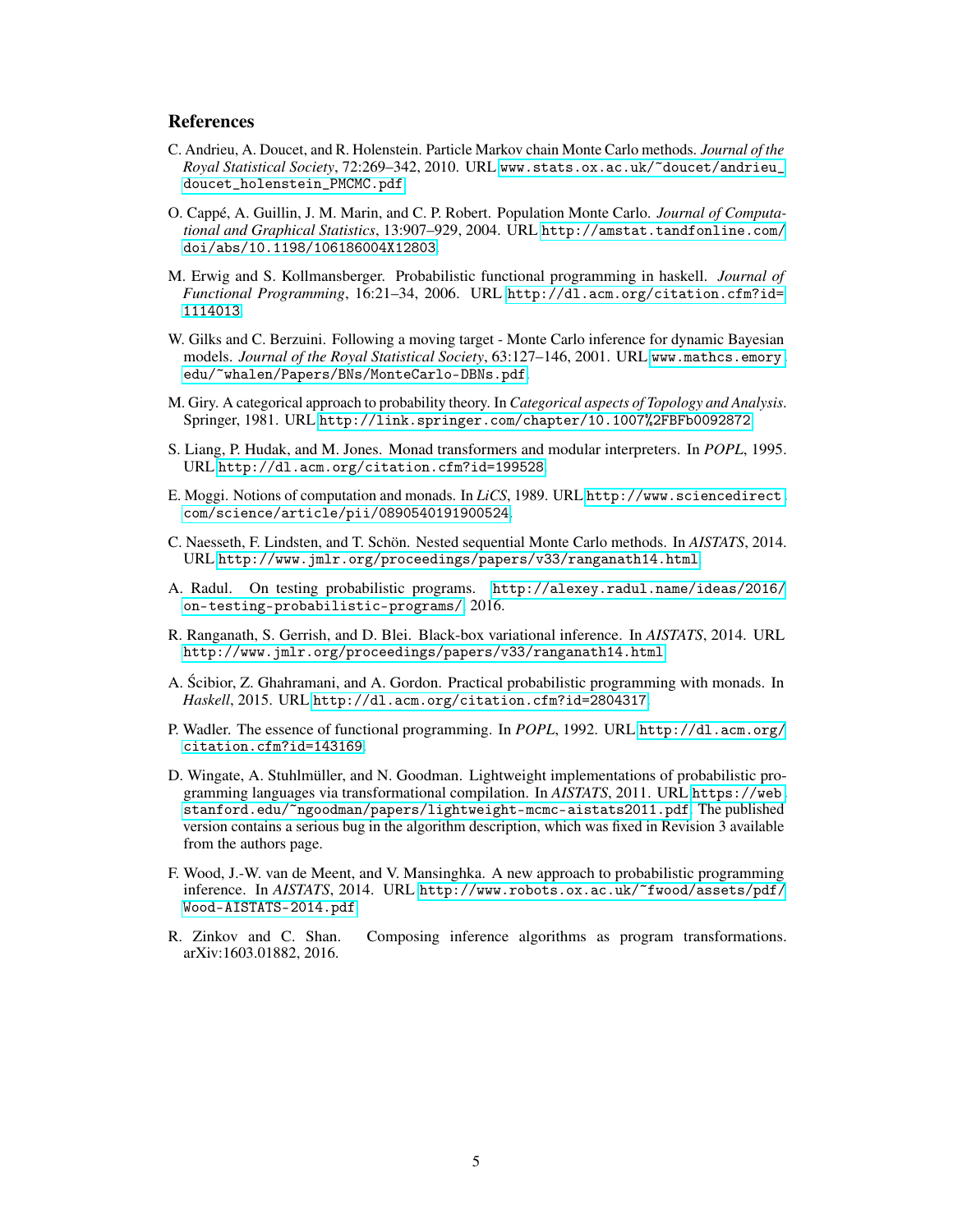## References

C. Andrieu, A. Doucet, and R. Holenstein. Particle Markov chain Monte Carlo methods. *Journal of the Royal Statistical Society*, 72:269–342, 2010. URL www.stats.ox.ac.uk/~doucet/andrieu_doucet_holenstein_PMCMC.pdf.

O. Cappé, A. Guillin, J. M. Marin, and C. P. Robert. Population Monte Carlo. *Journal of Computational and Graphical Statistics*, 13:907–929, 2004. URL http://amstat.tandfonline.com/doi/abs/10.1198/106186004X12803.

M. Erwig and S. Kollmansberger. Probabilistic functional programming in haskell. *Journal of Functional Programming*, 16:21–34, 2006. URL http://dl.acm.org/citation.cfm?id=1114013.

W. Gilks and C. Berzuini. Following a moving target - Monte Carlo inference for dynamic Bayesian models. *Journal of the Royal Statistical Society*, 63:127–146, 2001. URL www.mathcs.emory.edu/~whalen/Papers/BNs/MonteCarlo-DBNs.pdf.

M. Giry. A categorical approach to probability theory. In *Categorical aspects of Topology and Analysis*. Springer, 1981. URL http://link.springer.com/chapter/10.1007%2FBFb0092872.

S. Liang, P. Hudak, and M. Jones. Monad transformers and modular interpreters. In *POPL*, 1995. URL http://dl.acm.org/citation.cfm?id=199528.

E. Moggi. Notions of computation and monads. In *LiCS*, 1989. URL http://www.sciencedirect.com/science/article/pii/0890540191900524.

C. Naesseth, F. Lindsten, and T. Schön. Nested sequential Monte Carlo methods. In *AISTATS*, 2014. URL http://www.jmlr.org/proceedings/papers/v33/ranganath14.html.

A. Radul. On testing probabilistic programs. http://alexey.radul.name/ideas/2016/on-testing-probabilistic-programs/, 2016.

R. Ranganath, S. Gerrish, and D. Blei. Black-box variational inference. In *AISTATS*, 2014. URL http://www.jmlr.org/proceedings/papers/v33/ranganath14.html.

A. Ścibior, Z. Ghahramani, and A. Gordon. Practical probabilistic programming with monads. In *Haskell*, 2015. URL http://dl.acm.org/citation.cfm?id=2804317.

P. Wadler. The essence of functional programming. In *POPL*, 1992. URL http://dl.acm.org/citation.cfm?id=143169.

D. Wingate, A. Stuhlmüller, and N. Goodman. Lightweight implementations of probabilistic programming languages via transformational compilation. In *AISTATS*, 2011. URL https://web.stanford.edu/~ngoodman/papers/lightweight-mcmc-aistats2011.pdf. The published version contains a serious bug in the algorithm description, which was fixed in Revision 3 available from the authors page.

F. Wood, J.-W. van de Meent, and V. Mansinghka. A new approach to probabilistic programming inference. In *AISTATS*, 2014. URL http://www.robots.ox.ac.uk/~fwood/assets/pdf/Wood-AISTATS-2014.pdf.

R. Zinkov and C. Shan. Composing inference algorithms as program transformations. arXiv:1603.01882, 2016.